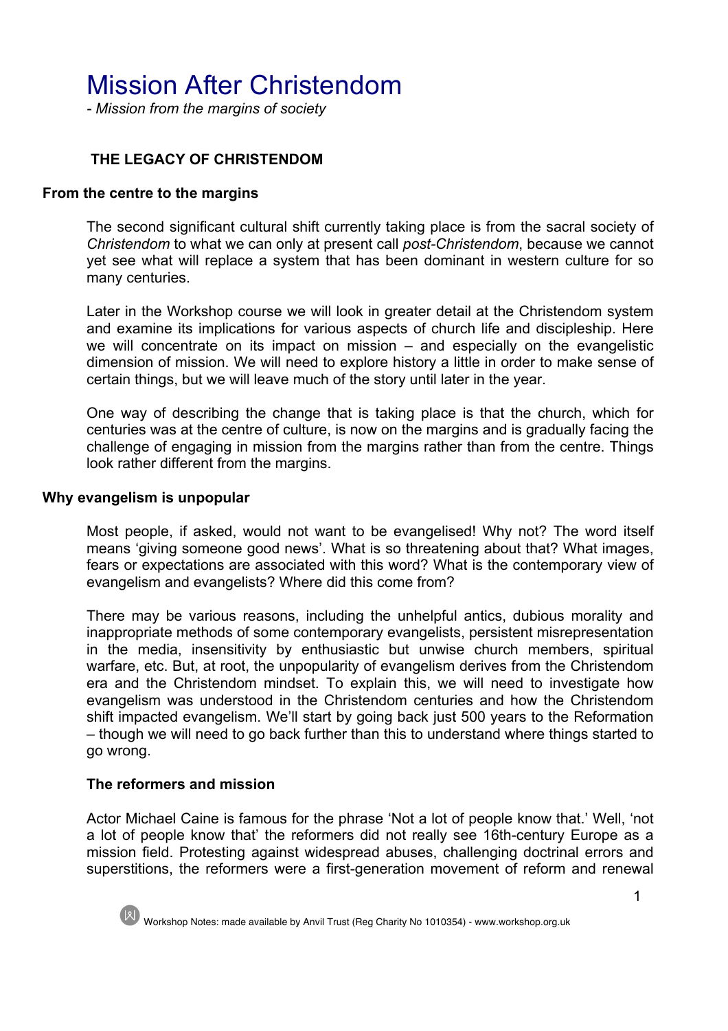# Mission After Christendom

*- Mission from the margins of society*

## THE LEGACY OF CHRISTENDOM

### From the centre to the margins

The second significant cultural shift currently taking place is from the sacral society of *Christendom* to what we can only at present call *post-Christendom*, because we cannot yet see what will replace a system that has been dominant in western culture for so many centuries.

Later in the Workshop course we will look in greater detail at the Christendom system and examine its implications for various aspects of church life and discipleship. Here we will concentrate on its impact on mission – and especially on the evangelistic dimension of mission. We will need to explore history a little in order to make sense of certain things, but we will leave much of the story until later in the year.

One way of describing the change that is taking place is that the church, which for centuries was at the centre of culture, is now on the margins and is gradually facing the challenge of engaging in mission from the margins rather than from the centre. Things look rather different from the margins.

### Why evangelism is unpopular

Most people, if asked, would not want to be evangelised! Why not? The word itself means 'giving someone good news'. What is so threatening about that? What images, fears or expectations are associated with this word? What is the contemporary view of evangelism and evangelists? Where did this come from?

There may be various reasons, including the unhelpful antics, dubious morality and inappropriate methods of some contemporary evangelists, persistent misrepresentation in the media, insensitivity by enthusiastic but unwise church members, spiritual warfare, etc. But, at root, the unpopularity of evangelism derives from the Christendom era and the Christendom mindset. To explain this, we will need to investigate how evangelism was understood in the Christendom centuries and how the Christendom shift impacted evangelism. We'll start by going back just 500 years to the Reformation – though we will need to go back further than this to understand where things started to go wrong.

#### The reformers and mission

Actor Michael Caine is famous for the phrase 'Not a lot of people know that.' Well, 'not a lot of people know that' the reformers did not really see 16th-century Europe as a mission field. Protesting against widespread abuses, challenging doctrinal errors and superstitions, the reformers were a first-generation movement of reform and renewal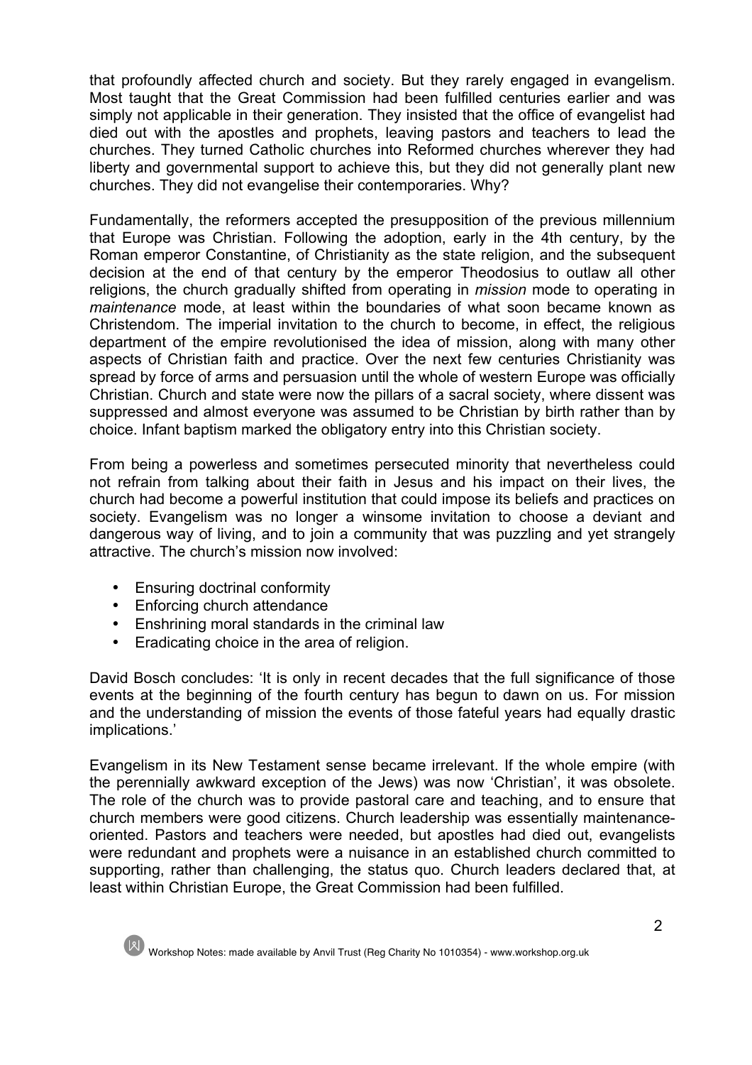that profoundly affected church and society. But they rarely engaged in evangelism. Most taught that the Great Commission had been fulfilled centuries earlier and was simply not applicable in their generation. They insisted that the office of evangelist had died out with the apostles and prophets, leaving pastors and teachers to lead the churches. They turned Catholic churches into Reformed churches wherever they had liberty and governmental support to achieve this, but they did not generally plant new churches. They did not evangelise their contemporaries. Why?

Fundamentally, the reformers accepted the presupposition of the previous millennium that Europe was Christian. Following the adoption, early in the 4th century, by the Roman emperor Constantine, of Christianity as the state religion, and the subsequent decision at the end of that century by the emperor Theodosius to outlaw all other religions, the church gradually shifted from operating in *mission* mode to operating in *maintenance* mode, at least within the boundaries of what soon became known as Christendom. The imperial invitation to the church to become, in effect, the religious department of the empire revolutionised the idea of mission, along with many other aspects of Christian faith and practice. Over the next few centuries Christianity was spread by force of arms and persuasion until the whole of western Europe was officially Christian. Church and state were now the pillars of a sacral society, where dissent was suppressed and almost everyone was assumed to be Christian by birth rather than by choice. Infant baptism marked the obligatory entry into this Christian society.

From being a powerless and sometimes persecuted minority that nevertheless could not refrain from talking about their faith in Jesus and his impact on their lives, the church had become a powerful institution that could impose its beliefs and practices on society. Evangelism was no longer a winsome invitation to choose a deviant and dangerous way of living, and to join a community that was puzzling and yet strangely attractive. The church's mission now involved:

- Ensuring doctrinal conformity
- Enforcing church attendance
- Enshrining moral standards in the criminal law
- Eradicating choice in the area of religion.

David Bosch concludes: 'It is only in recent decades that the full significance of those events at the beginning of the fourth century has begun to dawn on us. For mission and the understanding of mission the events of those fateful years had equally drastic implications.'

Evangelism in its New Testament sense became irrelevant. If the whole empire (with the perennially awkward exception of the Jews) was now 'Christian', it was obsolete. The role of the church was to provide pastoral care and teaching, and to ensure that church members were good citizens. Church leadership was essentially maintenance-oriented. Pastors and teachers were needed, but apostles had died out, evangelists were redundant and prophets were a nuisance in an established church committed to supporting, rather than challenging, the status quo. Church leaders declared that, at least within Christian Europe, the Great Commission had been fulfilled.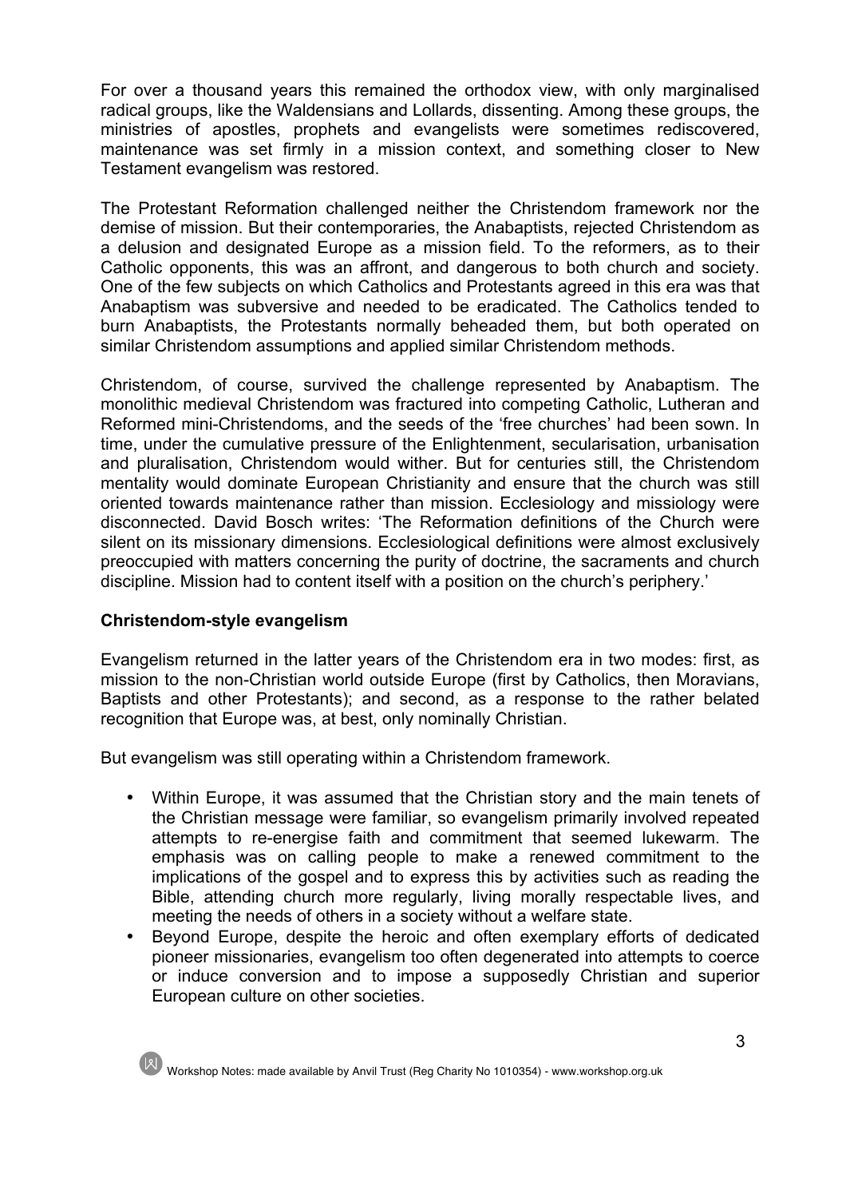For over a thousand years this remained the orthodox view, with only marginalised radical groups, like the Waldensians and Lollards, dissenting. Among these groups, the ministries of apostles, prophets and evangelists were sometimes rediscovered, maintenance was set firmly in a mission context, and something closer to New Testament evangelism was restored.

The Protestant Reformation challenged neither the Christendom framework nor the demise of mission. But their contemporaries, the Anabaptists, rejected Christendom as a delusion and designated Europe as a mission field. To the reformers, as to their Catholic opponents, this was an affront, and dangerous to both church and society. One of the few subjects on which Catholics and Protestants agreed in this era was that Anabaptism was subversive and needed to be eradicated. The Catholics tended to burn Anabaptists, the Protestants normally beheaded them, but both operated on similar Christendom assumptions and applied similar Christendom methods.

Christendom, of course, survived the challenge represented by Anabaptism. The monolithic medieval Christendom was fractured into competing Catholic, Lutheran and Reformed mini-Christendoms, and the seeds of the 'free churches' had been sown. In time, under the cumulative pressure of the Enlightenment, secularisation, urbanisation and pluralisation, Christendom would wither. But for centuries still, the Christendom mentality would dominate European Christianity and ensure that the church was still oriented towards maintenance rather than mission. Ecclesiology and missiology were disconnected. David Bosch writes: 'The Reformation definitions of the Church were silent on its missionary dimensions. Ecclesiological definitions were almost exclusively preoccupied with matters concerning the purity of doctrine, the sacraments and church discipline. Mission had to content itself with a position on the church's periphery.'

**Christendom-style evangelism**

Evangelism returned in the latter years of the Christendom era in two modes: first, as mission to the non-Christian world outside Europe (first by Catholics, then Moravians, Baptists and other Protestants); and second, as a response to the rather belated recognition that Europe was, at best, only nominally Christian.

But evangelism was still operating within a Christendom framework.

- Within Europe, it was assumed that the Christian story and the main tenets of the Christian message were familiar, so evangelism primarily involved repeated attempts to re-energise faith and commitment that seemed lukewarm. The emphasis was on calling people to make a renewed commitment to the implications of the gospel and to express this by activities such as reading the Bible, attending church more regularly, living morally respectable lives, and meeting the needs of others in a society without a welfare state.
- Beyond Europe, despite the heroic and often exemplary efforts of dedicated pioneer missionaries, evangelism too often degenerated into attempts to coerce or induce conversion and to impose a supposedly Christian and superior European culture on other societies.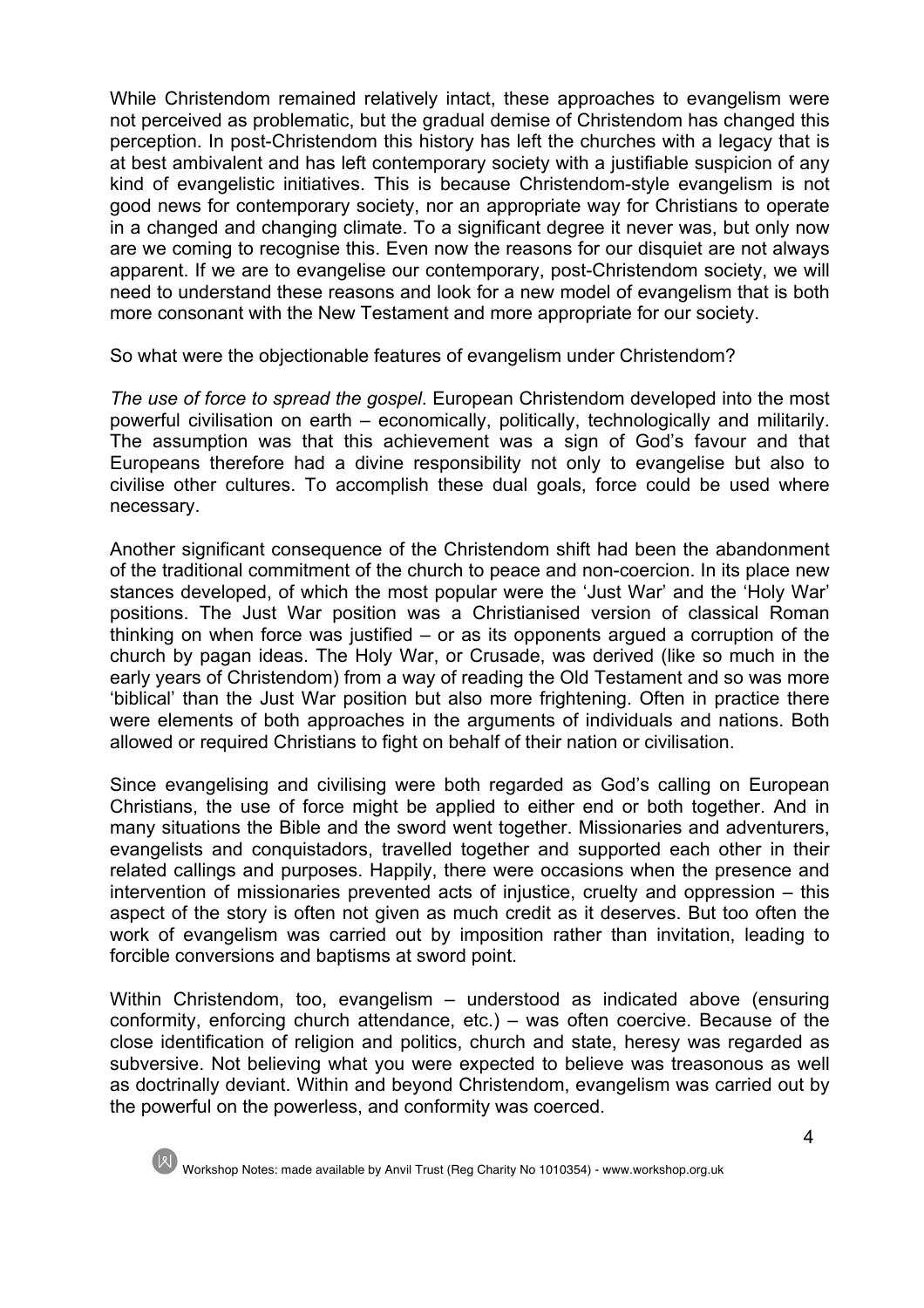While Christendom remained relatively intact, these approaches to evangelism were not perceived as problematic, but the gradual demise of Christendom has changed this perception. In post-Christendom this history has left the churches with a legacy that is at best ambivalent and has left contemporary society with a justifiable suspicion of any kind of evangelistic initiatives. This is because Christendom-style evangelism is not good news for contemporary society, nor an appropriate way for Christians to operate in a changed and changing climate. To a significant degree it never was, but only now are we coming to recognise this. Even now the reasons for our disquiet are not always apparent. If we are to evangelise our contemporary, post-Christendom society, we will need to understand these reasons and look for a new model of evangelism that is both more consonant with the New Testament and more appropriate for our society.

So what were the objectionable features of evangelism under Christendom?

*The use of force to spread the gospel*. European Christendom developed into the most powerful civilisation on earth – economically, politically, technologically and militarily. The assumption was that this achievement was a sign of God's favour and that Europeans therefore had a divine responsibility not only to evangelise but also to civilise other cultures. To accomplish these dual goals, force could be used where necessary.

Another significant consequence of the Christendom shift had been the abandonment of the traditional commitment of the church to peace and non-coercion. In its place new stances developed, of which the most popular were the 'Just War' and the 'Holy War' positions. The Just War position was a Christianised version of classical Roman thinking on when force was justified – or as its opponents argued a corruption of the church by pagan ideas. The Holy War, or Crusade, was derived (like so much in the early years of Christendom) from a way of reading the Old Testament and so was more 'biblical' than the Just War position but also more frightening. Often in practice there were elements of both approaches in the arguments of individuals and nations. Both allowed or required Christians to fight on behalf of their nation or civilisation.

Since evangelising and civilising were both regarded as God's calling on European Christians, the use of force might be applied to either end or both together. And in many situations the Bible and the sword went together. Missionaries and adventurers, evangelists and conquistadors, travelled together and supported each other in their related callings and purposes. Happily, there were occasions when the presence and intervention of missionaries prevented acts of injustice, cruelty and oppression – this aspect of the story is often not given as much credit as it deserves. But too often the work of evangelism was carried out by imposition rather than invitation, leading to forcible conversions and baptisms at sword point.

Within Christendom, too, evangelism – understood as indicated above (ensuring conformity, enforcing church attendance, etc.) – was often coercive. Because of the close identification of religion and politics, church and state, heresy was regarded as subversive. Not believing what you were expected to believe was treasonous as well as doctrinally deviant. Within and beyond Christendom, evangelism was carried out by the powerful on the powerless, and conformity was coerced.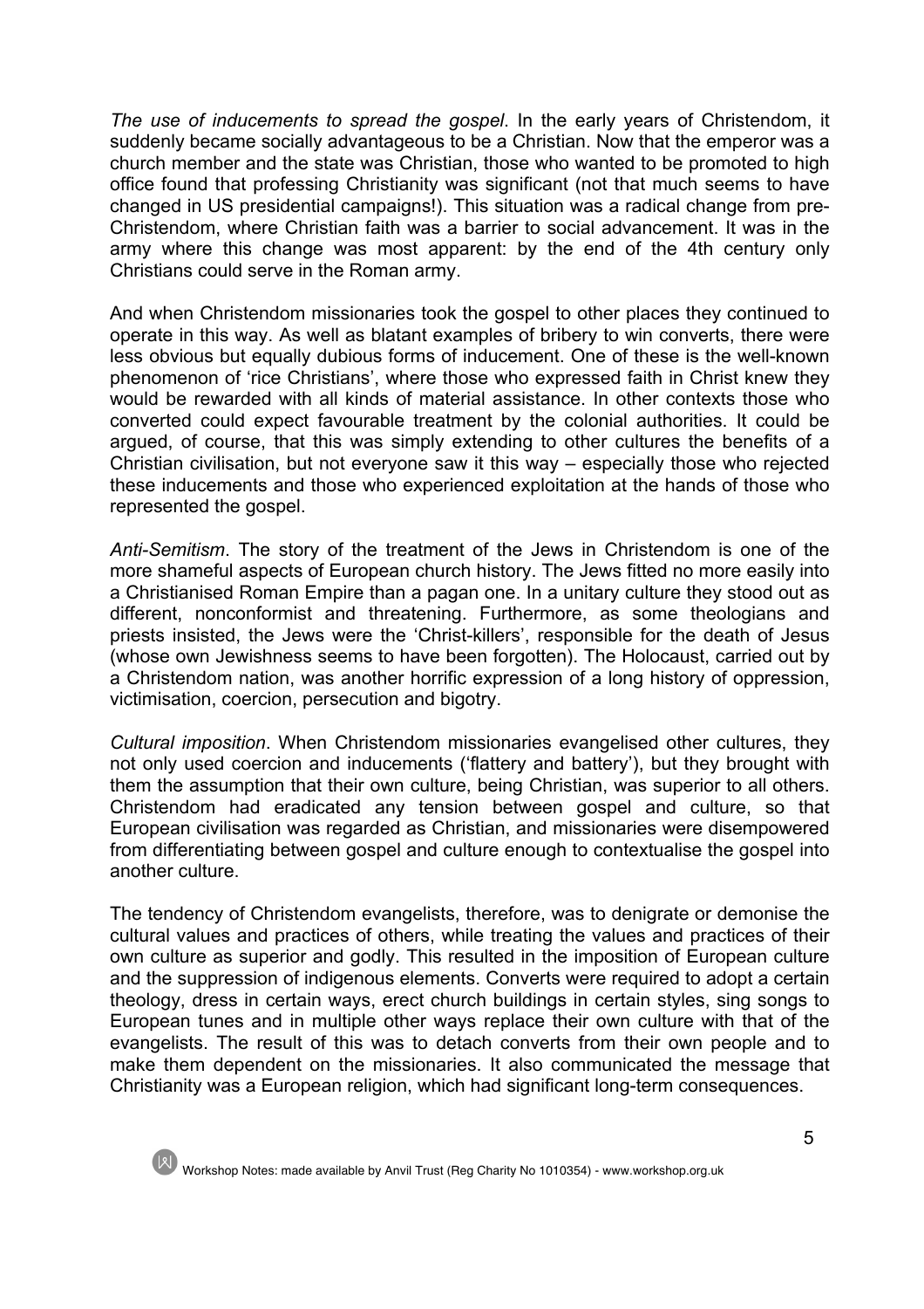*The use of inducements to spread the gospel*. In the early years of Christendom, it suddenly became socially advantageous to be a Christian. Now that the emperor was a church member and the state was Christian, those who wanted to be promoted to high office found that professing Christianity was significant (not that much seems to have changed in US presidential campaigns!). This situation was a radical change from pre-Christendom, where Christian faith was a barrier to social advancement. It was in the army where this change was most apparent: by the end of the 4th century only Christians could serve in the Roman army.

And when Christendom missionaries took the gospel to other places they continued to operate in this way. As well as blatant examples of bribery to win converts, there were less obvious but equally dubious forms of inducement. One of these is the well-known phenomenon of 'rice Christians', where those who expressed faith in Christ knew they would be rewarded with all kinds of material assistance. In other contexts those who converted could expect favourable treatment by the colonial authorities. It could be argued, of course, that this was simply extending to other cultures the benefits of a Christian civilisation, but not everyone saw it this way – especially those who rejected these inducements and those who experienced exploitation at the hands of those who represented the gospel.

*Anti-Semitism*. The story of the treatment of the Jews in Christendom is one of the more shameful aspects of European church history. The Jews fitted no more easily into a Christianised Roman Empire than a pagan one. In a unitary culture they stood out as different, nonconformist and threatening. Furthermore, as some theologians and priests insisted, the Jews were the 'Christ-killers', responsible for the death of Jesus (whose own Jewishness seems to have been forgotten). The Holocaust, carried out by a Christendom nation, was another horrific expression of a long history of oppression, victimisation, coercion, persecution and bigotry.

*Cultural imposition*. When Christendom missionaries evangelised other cultures, they not only used coercion and inducements ('flattery and battery'), but they brought with them the assumption that their own culture, being Christian, was superior to all others. Christendom had eradicated any tension between gospel and culture, so that European civilisation was regarded as Christian, and missionaries were disempowered from differentiating between gospel and culture enough to contextualise the gospel into another culture.

The tendency of Christendom evangelists, therefore, was to denigrate or demonise the cultural values and practices of others, while treating the values and practices of their own culture as superior and godly. This resulted in the imposition of European culture and the suppression of indigenous elements. Converts were required to adopt a certain theology, dress in certain ways, erect church buildings in certain styles, sing songs to European tunes and in multiple other ways replace their own culture with that of the evangelists. The result of this was to detach converts from their own people and to make them dependent on the missionaries. It also communicated the message that Christianity was a European religion, which had significant long-term consequences.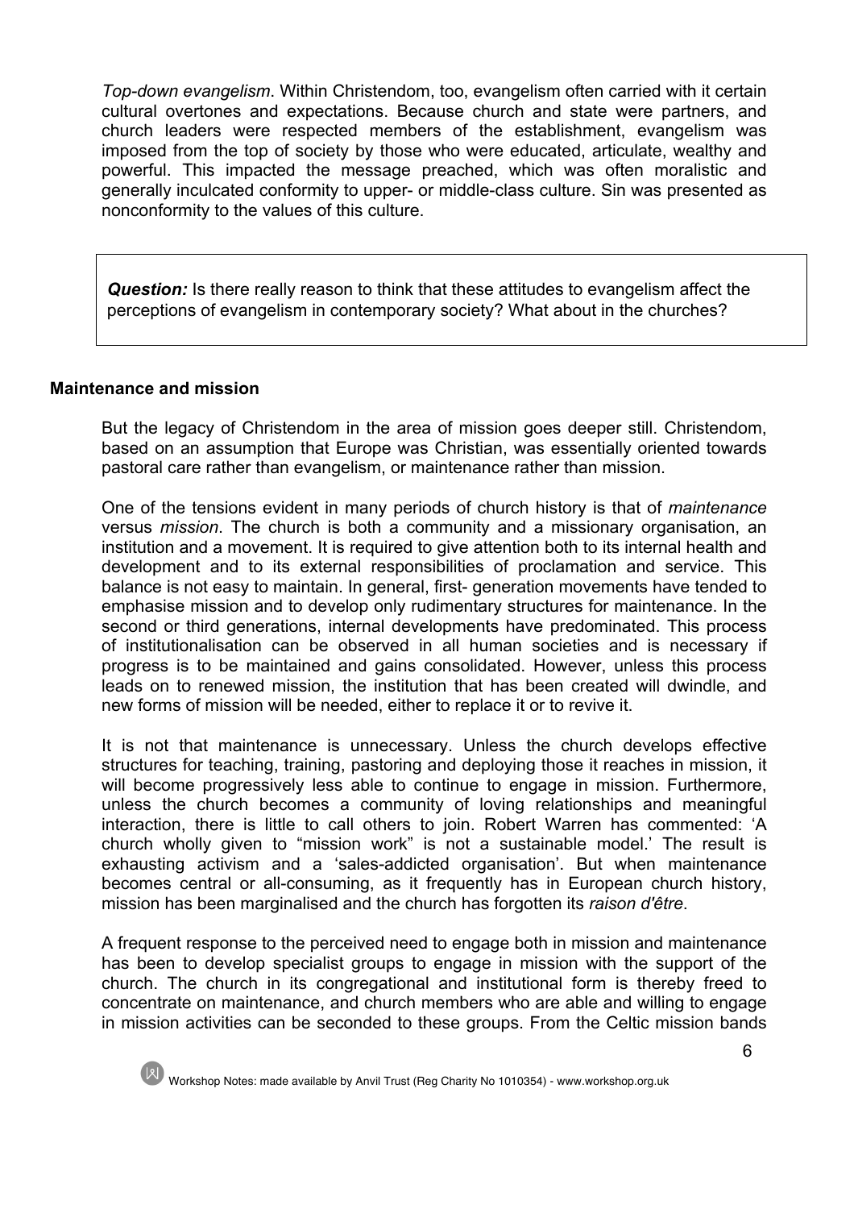*Top-down evangelism*. Within Christendom, too, evangelism often carried with it certain cultural overtones and expectations. Because church and state were partners, and church leaders were respected members of the establishment, evangelism was imposed from the top of society by those who were educated, articulate, wealthy and powerful. This impacted the message preached, which was often moralistic and generally inculcated conformity to upper- or middle-class culture. Sin was presented as nonconformity to the values of this culture.

> ***Question:*** Is there really reason to think that these attitudes to evangelism affect the perceptions of evangelism in contemporary society? What about in the churches?

### Maintenance and mission

But the legacy of Christendom in the area of mission goes deeper still. Christendom, based on an assumption that Europe was Christian, was essentially oriented towards pastoral care rather than evangelism, or maintenance rather than mission.

One of the tensions evident in many periods of church history is that of *maintenance* versus *mission*. The church is both a community and a missionary organisation, an institution and a movement. It is required to give attention both to its internal health and development and to its external responsibilities of proclamation and service. This balance is not easy to maintain. In general, first- generation movements have tended to emphasise mission and to develop only rudimentary structures for maintenance. In the second or third generations, internal developments have predominated. This process of institutionalisation can be observed in all human societies and is necessary if progress is to be maintained and gains consolidated. However, unless this process leads on to renewed mission, the institution that has been created will dwindle, and new forms of mission will be needed, either to replace it or to revive it.

It is not that maintenance is unnecessary. Unless the church develops effective structures for teaching, training, pastoring and deploying those it reaches in mission, it will become progressively less able to continue to engage in mission. Furthermore, unless the church becomes a community of loving relationships and meaningful interaction, there is little to call others to join. Robert Warren has commented: 'A church wholly given to "mission work" is not a sustainable model.' The result is exhausting activism and a 'sales-addicted organisation'. But when maintenance becomes central or all-consuming, as it frequently has in European church history, mission has been marginalised and the church has forgotten its *raison d'être*.

A frequent response to the perceived need to engage both in mission and maintenance has been to develop specialist groups to engage in mission with the support of the church. The church in its congregational and institutional form is thereby freed to concentrate on maintenance, and church members who are able and willing to engage in mission activities can be seconded to these groups. From the Celtic mission bands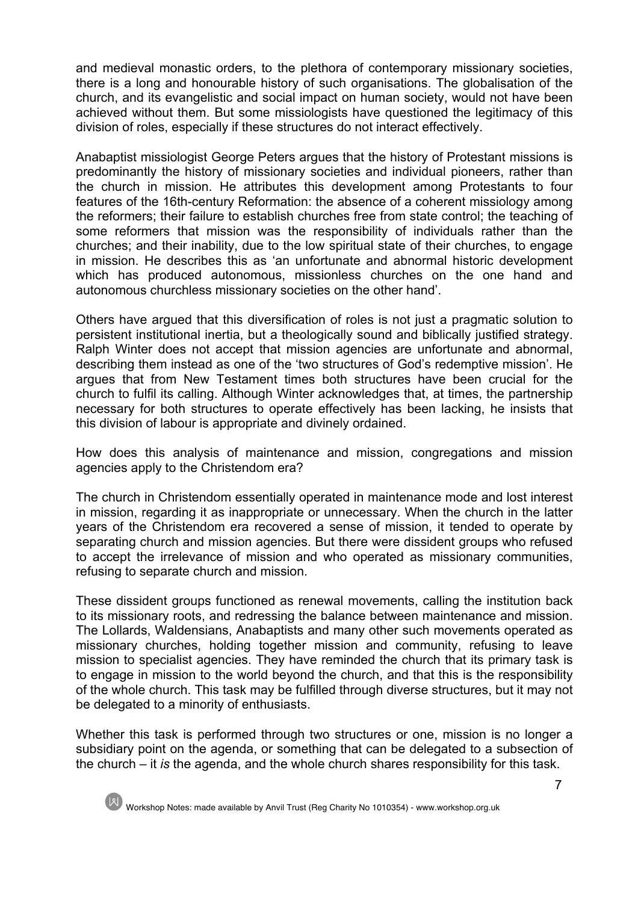and medieval monastic orders, to the plethora of contemporary missionary societies, there is a long and honourable history of such organisations. The globalisation of the church, and its evangelistic and social impact on human society, would not have been achieved without them. But some missiologists have questioned the legitimacy of this division of roles, especially if these structures do not interact effectively.

Anabaptist missiologist George Peters argues that the history of Protestant missions is predominantly the history of missionary societies and individual pioneers, rather than the church in mission. He attributes this development among Protestants to four features of the 16th-century Reformation: the absence of a coherent missiology among the reformers; their failure to establish churches free from state control; the teaching of some reformers that mission was the responsibility of individuals rather than the churches; and their inability, due to the low spiritual state of their churches, to engage in mission. He describes this as 'an unfortunate and abnormal historic development which has produced autonomous, missionless churches on the one hand and autonomous churchless missionary societies on the other hand'.

Others have argued that this diversification of roles is not just a pragmatic solution to persistent institutional inertia, but a theologically sound and biblically justified strategy. Ralph Winter does not accept that mission agencies are unfortunate and abnormal, describing them instead as one of the 'two structures of God's redemptive mission'. He argues that from New Testament times both structures have been crucial for the church to fulfil its calling. Although Winter acknowledges that, at times, the partnership necessary for both structures to operate effectively has been lacking, he insists that this division of labour is appropriate and divinely ordained.

How does this analysis of maintenance and mission, congregations and mission agencies apply to the Christendom era?

The church in Christendom essentially operated in maintenance mode and lost interest in mission, regarding it as inappropriate or unnecessary. When the church in the latter years of the Christendom era recovered a sense of mission, it tended to operate by separating church and mission agencies. But there were dissident groups who refused to accept the irrelevance of mission and who operated as missionary communities, refusing to separate church and mission.

These dissident groups functioned as renewal movements, calling the institution back to its missionary roots, and redressing the balance between maintenance and mission. The Lollards, Waldensians, Anabaptists and many other such movements operated as missionary churches, holding together mission and community, refusing to leave mission to specialist agencies. They have reminded the church that its primary task is to engage in mission to the world beyond the church, and that this is the responsibility of the whole church. This task may be fulfilled through diverse structures, but it may not be delegated to a minority of enthusiasts.

Whether this task is performed through two structures or one, mission is no longer a subsidiary point on the agenda, or something that can be delegated to a subsection of the church – it *is* the agenda, and the whole church shares responsibility for this task.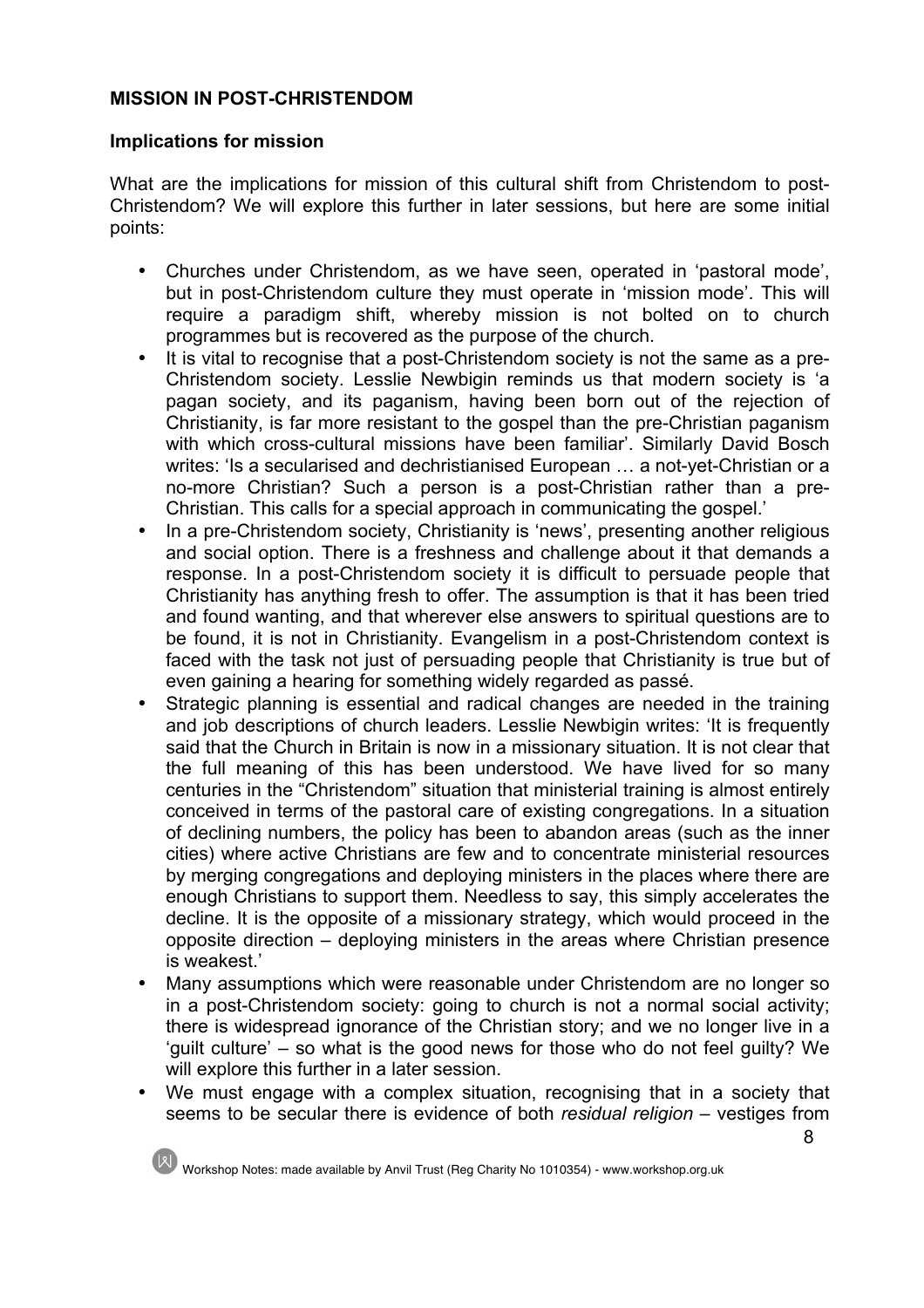**MISSION IN POST-CHRISTENDOM**

**Implications for mission**

What are the implications for mission of this cultural shift from Christendom to post-Christendom? We will explore this further in later sessions, but here are some initial points:

- Churches under Christendom, as we have seen, operated in 'pastoral mode', but in post-Christendom culture they must operate in 'mission mode'. This will require a paradigm shift, whereby mission is not bolted on to church programmes but is recovered as the purpose of the church.
- It is vital to recognise that a post-Christendom society is not the same as a pre-Christendom society. Lesslie Newbigin reminds us that modern society is 'a pagan society, and its paganism, having been born out of the rejection of Christianity, is far more resistant to the gospel than the pre-Christian paganism with which cross-cultural missions have been familiar'. Similarly David Bosch writes: 'Is a secularised and dechristianised European … a not-yet-Christian or a no-more Christian? Such a person is a post-Christian rather than a pre-Christian. This calls for a special approach in communicating the gospel.'
- In a pre-Christendom society, Christianity is 'news', presenting another religious and social option. There is a freshness and challenge about it that demands a response. In a post-Christendom society it is difficult to persuade people that Christianity has anything fresh to offer. The assumption is that it has been tried and found wanting, and that wherever else answers to spiritual questions are to be found, it is not in Christianity. Evangelism in a post-Christendom context is faced with the task not just of persuading people that Christianity is true but of even gaining a hearing for something widely regarded as passé.
- Strategic planning is essential and radical changes are needed in the training and job descriptions of church leaders. Lesslie Newbigin writes: 'It is frequently said that the Church in Britain is now in a missionary situation. It is not clear that the full meaning of this has been understood. We have lived for so many centuries in the "Christendom" situation that ministerial training is almost entirely conceived in terms of the pastoral care of existing congregations. In a situation of declining numbers, the policy has been to abandon areas (such as the inner cities) where active Christians are few and to concentrate ministerial resources by merging congregations and deploying ministers in the places where there are enough Christians to support them. Needless to say, this simply accelerates the decline. It is the opposite of a missionary strategy, which would proceed in the opposite direction – deploying ministers in the areas where Christian presence is weakest.'
- Many assumptions which were reasonable under Christendom are no longer so in a post-Christendom society: going to church is not a normal social activity; there is widespread ignorance of the Christian story; and we no longer live in a 'guilt culture' – so what is the good news for those who do not feel guilty? We will explore this further in a later session.
- We must engage with a complex situation, recognising that in a society that seems to be secular there is evidence of both *residual religion* – vestiges from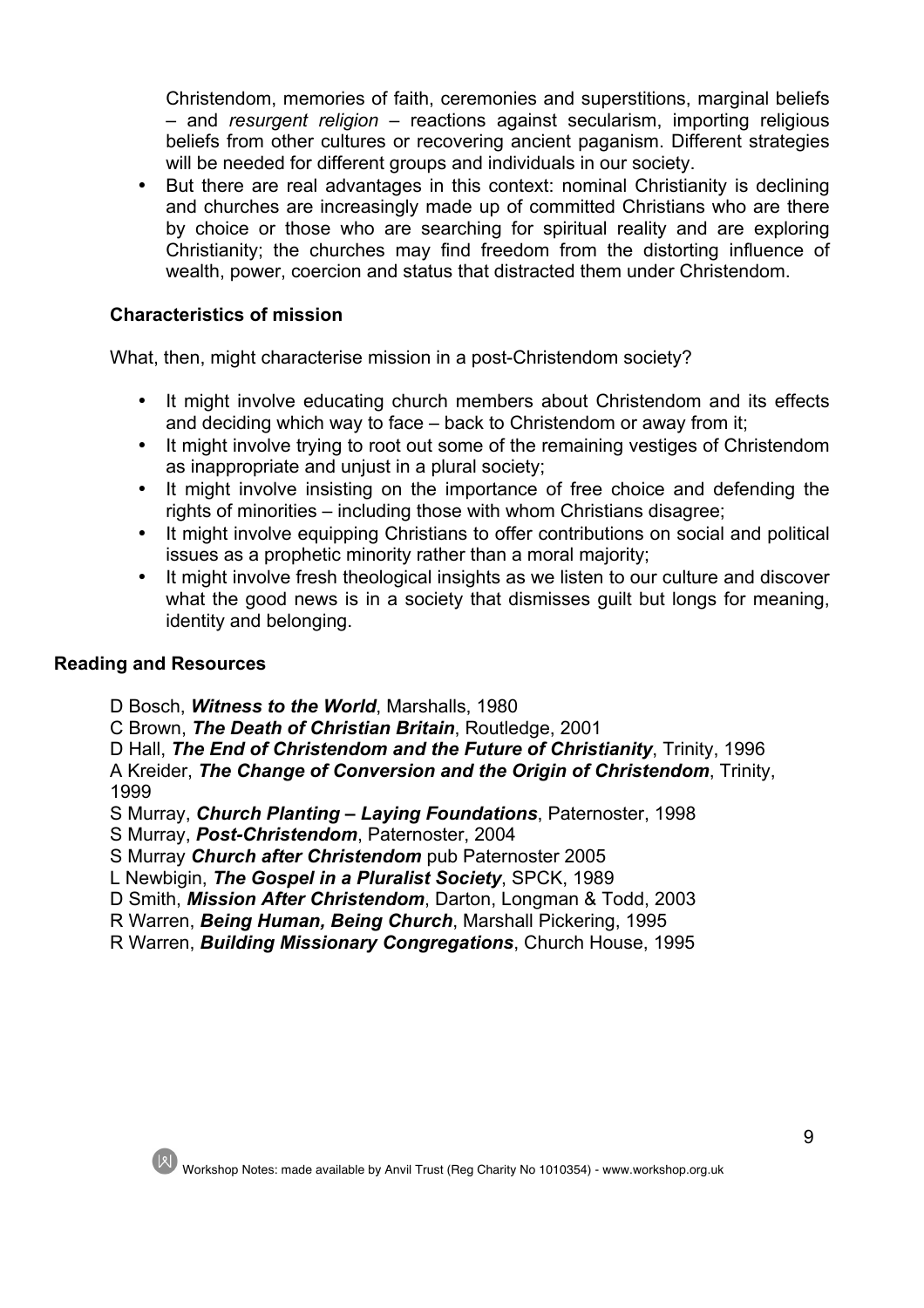Christendom, memories of faith, ceremonies and superstitions, marginal beliefs – and *resurgent religion* – reactions against secularism, importing religious beliefs from other cultures or recovering ancient paganism. Different strategies will be needed for different groups and individuals in our society.

- But there are real advantages in this context: nominal Christianity is declining and churches are increasingly made up of committed Christians who are there by choice or those who are searching for spiritual reality and are exploring Christianity; the churches may find freedom from the distorting influence of wealth, power, coercion and status that distracted them under Christendom.

### Characteristics of mission

What, then, might characterise mission in a post-Christendom society?

- It might involve educating church members about Christendom and its effects and deciding which way to face – back to Christendom or away from it;
- It might involve trying to root out some of the remaining vestiges of Christendom as inappropriate and unjust in a plural society;
- It might involve insisting on the importance of free choice and defending the rights of minorities – including those with whom Christians disagree;
- It might involve equipping Christians to offer contributions on social and political issues as a prophetic minority rather than a moral majority;
- It might involve fresh theological insights as we listen to our culture and discover what the good news is in a society that dismisses guilt but longs for meaning, identity and belonging.

## Reading and Resources

D Bosch, ***Witness to the World***, Marshalls, 1980
C Brown, ***The Death of Christian Britain***, Routledge, 2001
D Hall, ***The End of Christendom and the Future of Christianity***, Trinity, 1996
A Kreider, ***The Change of Conversion and the Origin of Christendom***, Trinity, 1999
S Murray, ***Church Planting – Laying Foundations***, Paternoster, 1998
S Murray, ***Post-Christendom***, Paternoster, 2004
S Murray ***Church after Christendom*** pub Paternoster 2005
L Newbigin, ***The Gospel in a Pluralist Society***, SPCK, 1989
D Smith, ***Mission After Christendom***, Darton, Longman & Todd, 2003
R Warren, ***Being Human, Being Church***, Marshall Pickering, 1995
R Warren, ***Building Missionary Congregations***, Church House, 1995